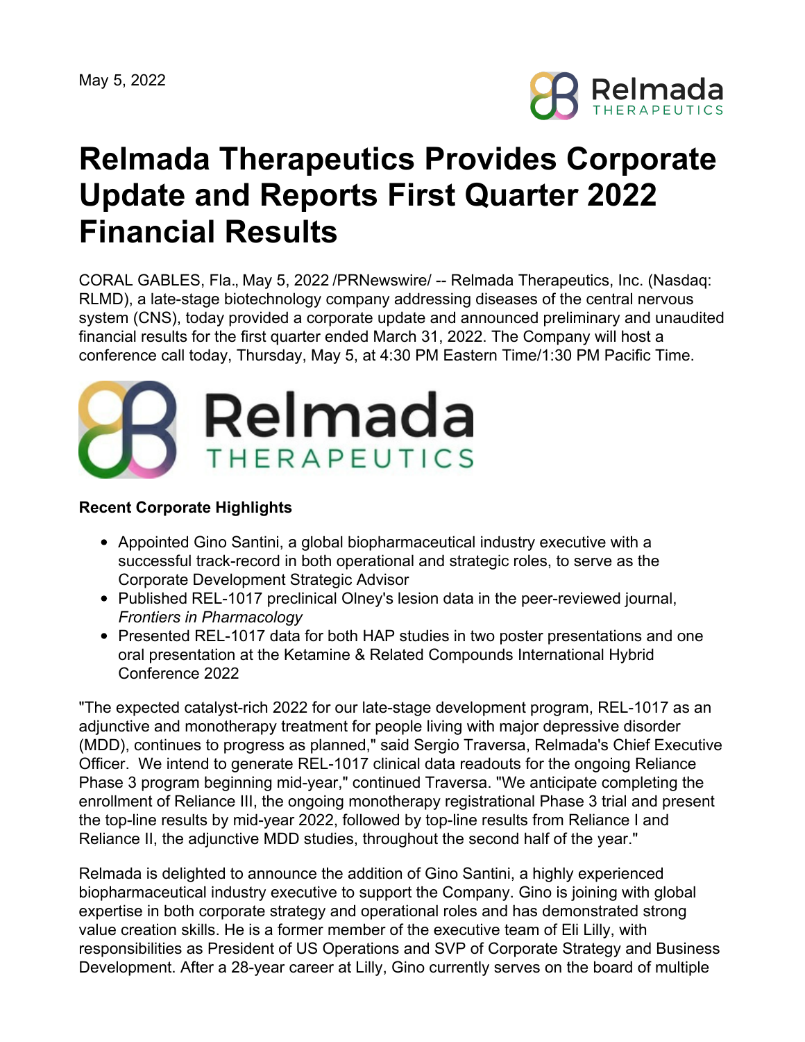May 5, 2022

# Relmada Therapeutics Provides Corporate Update and Reports First Quarter 2022 Financial Results

CORAL GABLES, Fla., May 5, 2022 /PRNewswire/ -- Relmada Therapeutics, Inc. (Nasdaq: RLMD), a late-stage biotechnology company addressing diseases of the central nervous system (CNS), today provided a corporate update and announced preliminary and unaudited financial results for the first quarter ended March 31, 2022. The Company will host a conference call today, Thursday, May 5, at 4:30 PM Eastern Time/1:30 PM Pacific Time.

**Recent Corporate Highlights**

- Appointed Gino Santini, a global biopharmaceutical industry executive with a successful track-record in both operational and strategic roles, to serve as the Corporate Development Strategic Advisor
- Published REL-1017 preclinical Olney's lesion data in the peer-reviewed journal, *Frontiers in Pharmacology*
- Presented REL-1017 data for both HAP studies in two poster presentations and one oral presentation at the Ketamine & Related Compounds International Hybrid Conference 2022

"The expected catalyst-rich 2022 for our late-stage development program, REL-1017 as an adjunctive and monotherapy treatment for people living with major depressive disorder (MDD), continues to progress as planned," said Sergio Traversa, Relmada's Chief Executive Officer. We intend to generate REL-1017 clinical data readouts for the ongoing Reliance Phase 3 program beginning mid-year," continued Traversa. "We anticipate completing the enrollment of Reliance III, the ongoing monotherapy registrational Phase 3 trial and present the top-line results by mid-year 2022, followed by top-line results from Reliance I and Reliance II, the adjunctive MDD studies, throughout the second half of the year."

Relmada is delighted to announce the addition of Gino Santini, a highly experienced biopharmaceutical industry executive to support the Company. Gino is joining with global expertise in both corporate strategy and operational roles and has demonstrated strong value creation skills. He is a former member of the executive team of Eli Lilly, with responsibilities as President of US Operations and SVP of Corporate Strategy and Business Development. After a 28-year career at Lilly, Gino currently serves on the board of multiple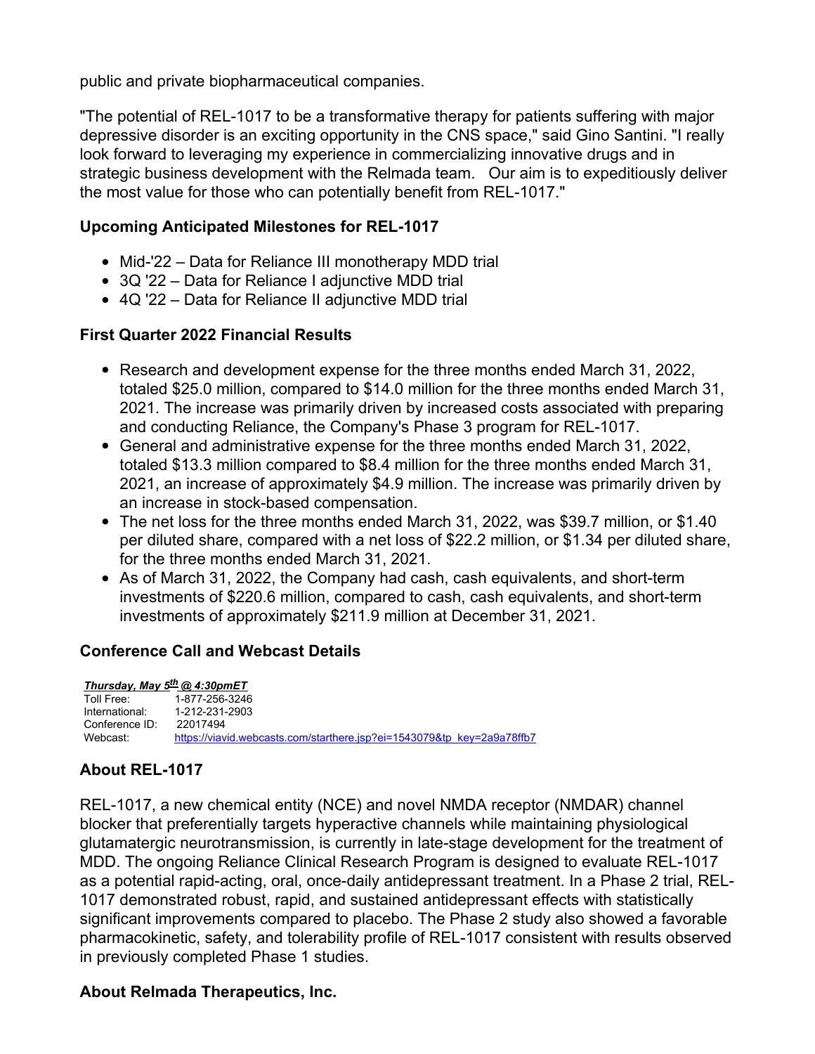public and private biopharmaceutical companies.

"The potential of REL-1017 to be a transformative therapy for patients suffering with major depressive disorder is an exciting opportunity in the CNS space," said Gino Santini. "I really look forward to leveraging my experience in commercializing innovative drugs and in strategic business development with the Relmada team. Our aim is to expeditiously deliver the most value for those who can potentially benefit from REL-1017."

## Upcoming Anticipated Milestones for REL-1017

- Mid-'22 – Data for Reliance III monotherapy MDD trial
- 3Q '22 – Data for Reliance I adjunctive MDD trial
- 4Q '22 – Data for Reliance II adjunctive MDD trial

## First Quarter 2022 Financial Results

- Research and development expense for the three months ended March 31, 2022, totaled $25.0 million, compared to $14.0 million for the three months ended March 31, 2021. The increase was primarily driven by increased costs associated with preparing and conducting Reliance, the Company's Phase 3 program for REL-1017.
- General and administrative expense for the three months ended March 31, 2022, totaled $13.3 million compared to $8.4 million for the three months ended March 31, 2021, an increase of approximately $4.9 million. The increase was primarily driven by an increase in stock-based compensation.
- The net loss for the three months ended March 31, 2022, was $39.7 million, or $1.40 per diluted share, compared with a net loss of $22.2 million, or $1.34 per diluted share, for the three months ended March 31, 2021.
- As of March 31, 2022, the Company had cash, cash equivalents, and short-term investments of $220.6 million, compared to cash, cash equivalents, and short-term investments of approximately $211.9 million at December 31, 2021.

## Conference Call and Webcast Details

***Thursday, May 5th @ 4:30pmET***

| | |
|---|---|
| Toll Free: | 1-877-256-3246 |
| International: | 1-212-231-2903 |
| Conference ID: | 22017494 |
| Webcast: | https://viavid.webcasts.com/starthere.jsp?ei=1543079&tp_key=2a9a78ffb7 |

## About REL-1017

REL-1017, a new chemical entity (NCE) and novel NMDA receptor (NMDAR) channel blocker that preferentially targets hyperactive channels while maintaining physiological glutamatergic neurotransmission, is currently in late-stage development for the treatment of MDD. The ongoing Reliance Clinical Research Program is designed to evaluate REL-1017 as a potential rapid-acting, oral, once-daily antidepressant treatment. In a Phase 2 trial, REL-1017 demonstrated robust, rapid, and sustained antidepressant effects with statistically significant improvements compared to placebo. The Phase 2 study also showed a favorable pharmacokinetic, safety, and tolerability profile of REL-1017 consistent with results observed in previously completed Phase 1 studies.

## About Relmada Therapeutics, Inc.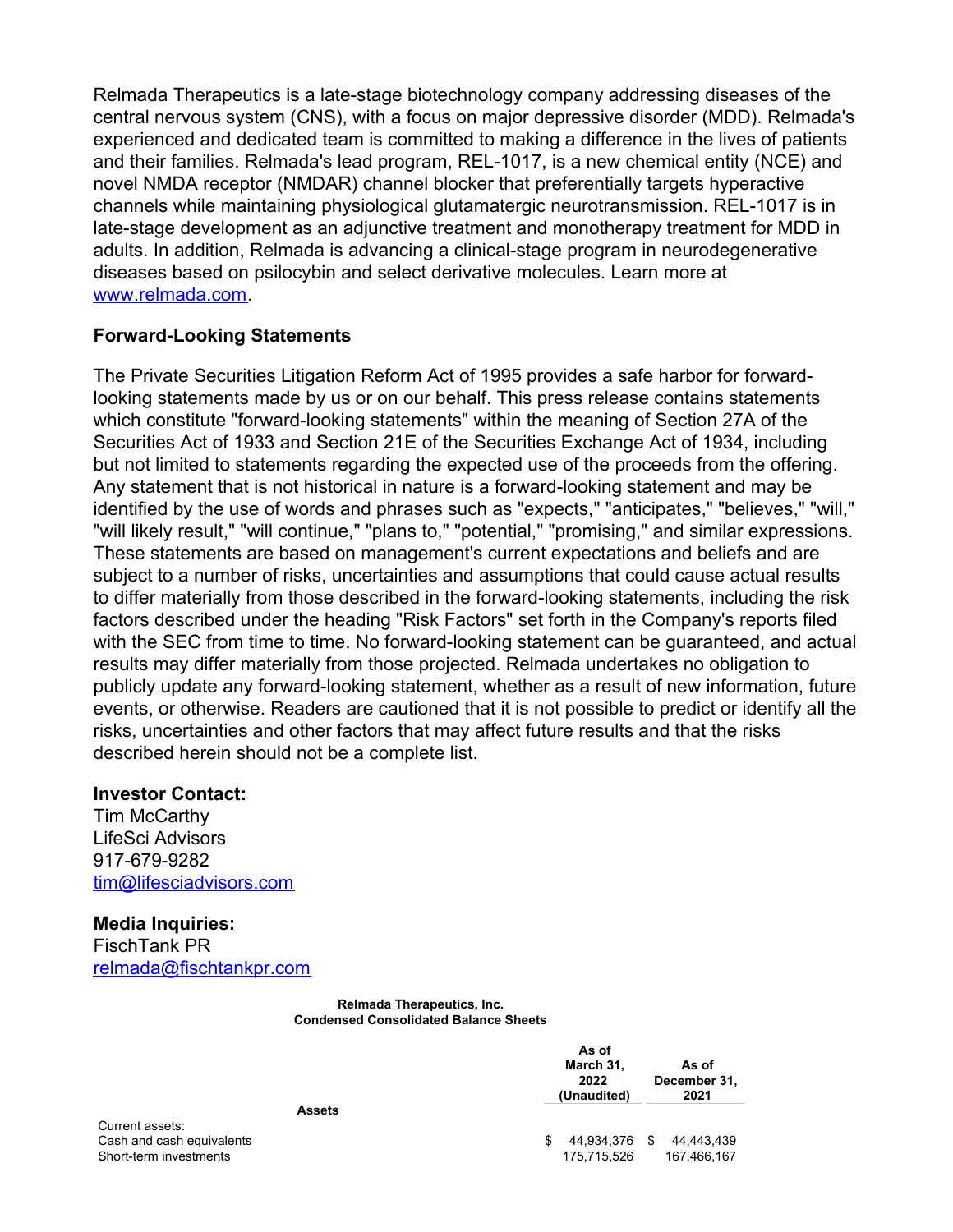Relmada Therapeutics is a late-stage biotechnology company addressing diseases of the central nervous system (CNS), with a focus on major depressive disorder (MDD). Relmada's experienced and dedicated team is committed to making a difference in the lives of patients and their families. Relmada's lead program, REL-1017, is a new chemical entity (NCE) and novel NMDA receptor (NMDAR) channel blocker that preferentially targets hyperactive channels while maintaining physiological glutamatergic neurotransmission. REL-1017 is in late-stage development as an adjunctive treatment and monotherapy treatment for MDD in adults. In addition, Relmada is advancing a clinical-stage program in neurodegenerative diseases based on psilocybin and select derivative molecules. Learn more at www.relmada.com.

### Forward-Looking Statements

The Private Securities Litigation Reform Act of 1995 provides a safe harbor for forward-looking statements made by us or on our behalf. This press release contains statements which constitute "forward-looking statements" within the meaning of Section 27A of the Securities Act of 1933 and Section 21E of the Securities Exchange Act of 1934, including but not limited to statements regarding the expected use of the proceeds from the offering. Any statement that is not historical in nature is a forward-looking statement and may be identified by the use of words and phrases such as "expects," "anticipates," "believes," "will," "will likely result," "will continue," "plans to," "potential," "promising," and similar expressions. These statements are based on management's current expectations and beliefs and are subject to a number of risks, uncertainties and assumptions that could cause actual results to differ materially from those described in the forward-looking statements, including the risk factors described under the heading "Risk Factors" set forth in the Company's reports filed with the SEC from time to time. No forward-looking statement can be guaranteed, and actual results may differ materially from those projected. Relmada undertakes no obligation to publicly update any forward-looking statement, whether as a result of new information, future events, or otherwise. Readers are cautioned that it is not possible to predict or identify all the risks, uncertainties and other factors that may affect future results and that the risks described herein should not be a complete list.

**Investor Contact:**
Tim McCarthy
LifeSci Advisors
917-679-9282
tim@lifesciadvisors.com

**Media Inquiries:**
FischTank PR
relmada@fischtankpr.com

**Relmada Therapeutics, Inc.**
**Condensed Consolidated Balance Sheets**

| | As of March 31, 2022 (Unaudited) | As of December 31, 2021 |
|---|---|---|
| **Assets** | | |
| Current assets: | | |
| Cash and cash equivalents | $ 44,934,376 | $ 44,443,439 |
| Short-term investments | 175,715,526 | 167,466,167 |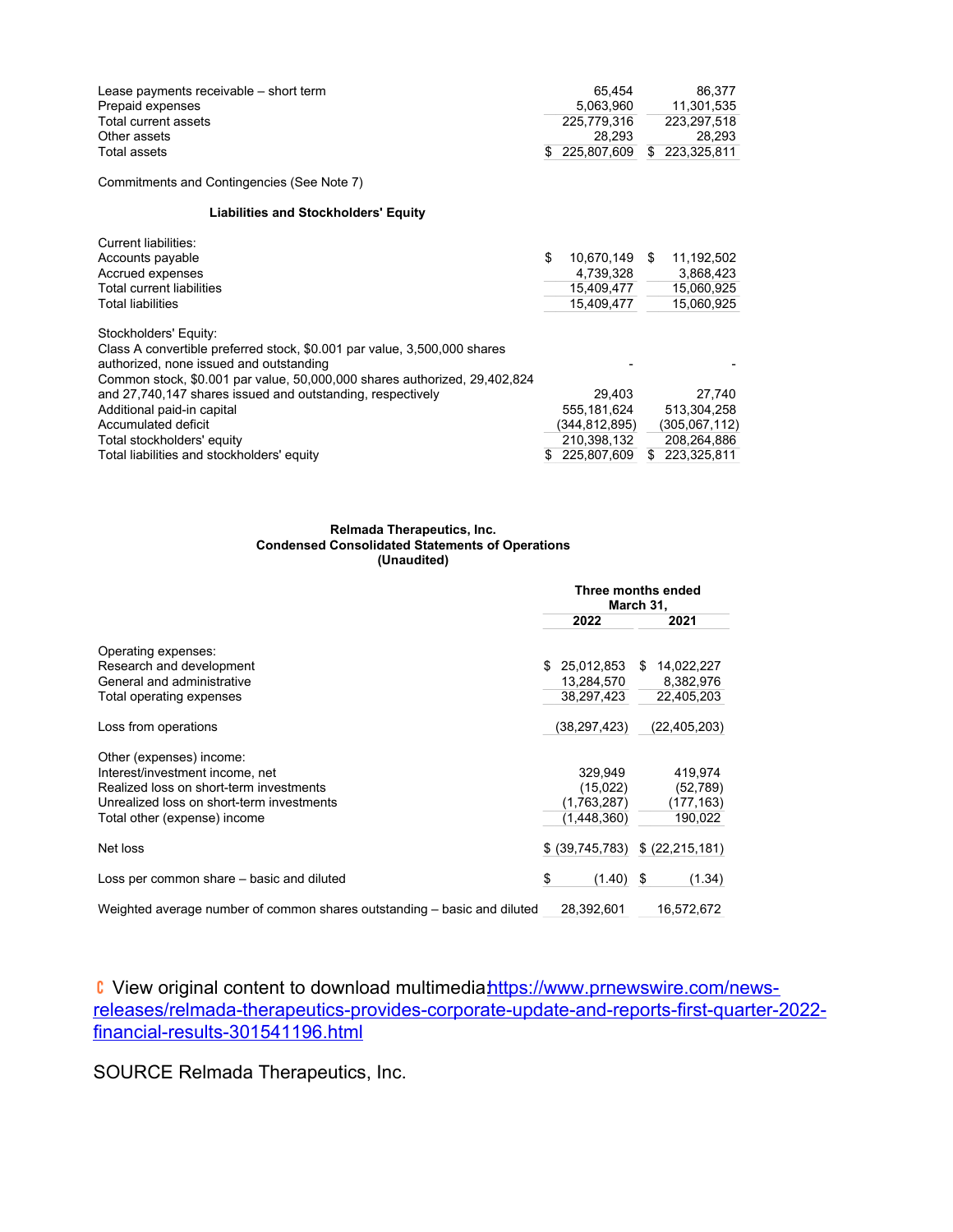| | | |
|---|---|---|
| Lease payments receivable – short term | 65,454 | 86,377 |
| Prepaid expenses | 5,063,960 | 11,301,535 |
| Total current assets | 225,779,316 | 223,297,518 |
| Other assets | 28,293 | 28,293 |
| Total assets | $ 225,807,609 | $ 223,325,811 |
| | | |
| Commitments and Contingencies (See Note 7) | | |
| | | |
| **Liabilities and Stockholders' Equity** | | |
| | | |
| Current liabilities: | | |
| Accounts payable | $ 10,670,149 | $ 11,192,502 |
| Accrued expenses | 4,739,328 | 3,868,423 |
| Total current liabilities | 15,409,477 | 15,060,925 |
| Total liabilities | 15,409,477 | 15,060,925 |
| | | |
| Stockholders' Equity: | | |
| Class A convertible preferred stock, $0.001 par value, 3,500,000 shares authorized, none issued and outstanding | - | - |
| Common stock, $0.001 par value, 50,000,000 shares authorized, 29,402,824 and 27,740,147 shares issued and outstanding, respectively | 29,403 | 27,740 |
| Additional paid-in capital | 555,181,624 | 513,304,258 |
| Accumulated deficit | (344,812,895) | (305,067,112) |
| Total stockholders' equity | 210,398,132 | 208,264,886 |
| Total liabilities and stockholders' equity | $ 225,807,609 | $ 223,325,811 |

**Relmada Therapeutics, Inc.**
**Condensed Consolidated Statements of Operations**
**(Unaudited)**

| | Three months ended March 31, | |
|---|---|---|
| | **2022** | **2021** |
| Operating expenses: | | |
| Research and development | $ 25,012,853 | $ 14,022,227 |
| General and administrative | 13,284,570 | 8,382,976 |
| Total operating expenses | 38,297,423 | 22,405,203 |
| | | |
| Loss from operations | (38,297,423) | (22,405,203) |
| | | |
| Other (expenses) income: | | |
| Interest/investment income, net | 329,949 | 419,974 |
| Realized loss on short-term investments | (15,022) | (52,789) |
| Unrealized loss on short-term investments | (1,763,287) | (177,163) |
| Total other (expense) income | (1,448,360) | 190,022 |
| | | |
| Net loss | $ (39,745,783) | $ (22,215,181) |
| | | |
| Loss per common share – basic and diluted | $ (1.40) | $ (1.34) |
| | | |
| Weighted average number of common shares outstanding – basic and diluted | 28,392,601 | 16,572,672 |

View original content to download multimedia: https://www.prnewswire.com/news-releases/relmada-therapeutics-provides-corporate-update-and-reports-first-quarter-2022-financial-results-301541196.html

SOURCE Relmada Therapeutics, Inc.